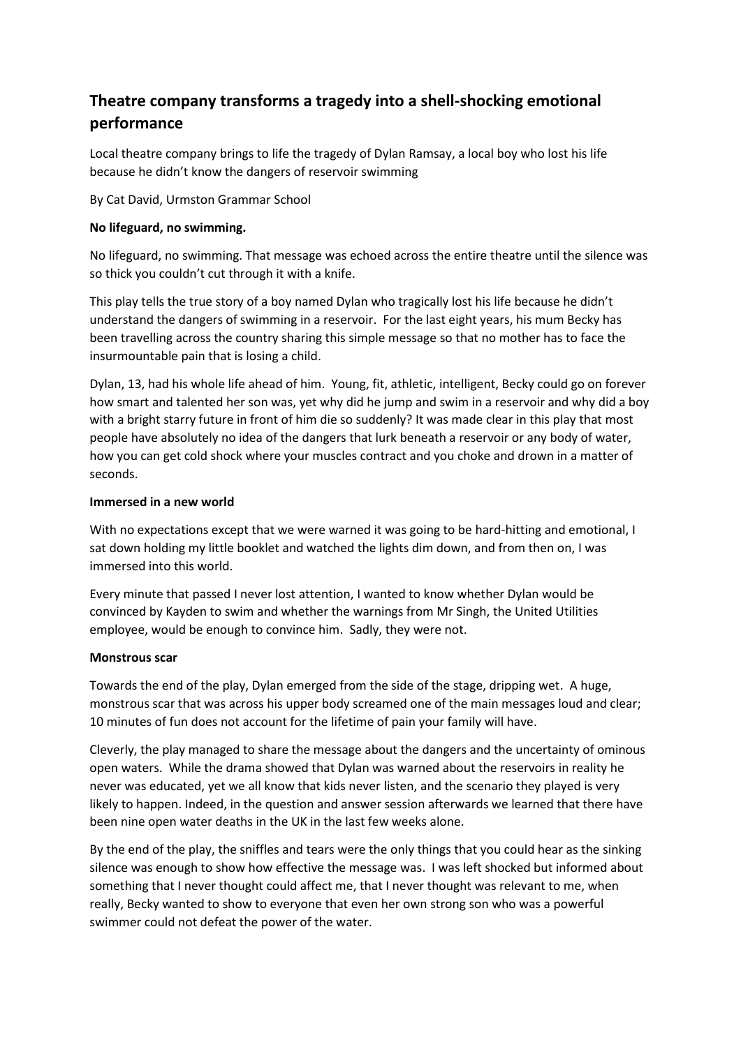# Theatre company transforms a tragedy into a shell-shocking emotional performance

Local theatre company brings to life the tragedy of Dylan Ramsay, a local boy who lost his life because he didn't know the dangers of reservoir swimming

By Cat David, Urmston Grammar School

**No lifeguard, no swimming.**

No lifeguard, no swimming. That message was echoed across the entire theatre until the silence was so thick you couldn't cut through it with a knife.

This play tells the true story of a boy named Dylan who tragically lost his life because he didn't understand the dangers of swimming in a reservoir. For the last eight years, his mum Becky has been travelling across the country sharing this simple message so that no mother has to face the insurmountable pain that is losing a child.

Dylan, 13, had his whole life ahead of him. Young, fit, athletic, intelligent, Becky could go on forever how smart and talented her son was, yet why did he jump and swim in a reservoir and why did a boy with a bright starry future in front of him die so suddenly? It was made clear in this play that most people have absolutely no idea of the dangers that lurk beneath a reservoir or any body of water, how you can get cold shock where your muscles contract and you choke and drown in a matter of seconds.

**Immersed in a new world**

With no expectations except that we were warned it was going to be hard-hitting and emotional, I sat down holding my little booklet and watched the lights dim down, and from then on, I was immersed into this world.

Every minute that passed I never lost attention, I wanted to know whether Dylan would be convinced by Kayden to swim and whether the warnings from Mr Singh, the United Utilities employee, would be enough to convince him. Sadly, they were not.

**Monstrous scar**

Towards the end of the play, Dylan emerged from the side of the stage, dripping wet. A huge, monstrous scar that was across his upper body screamed one of the main messages loud and clear; 10 minutes of fun does not account for the lifetime of pain your family will have.

Cleverly, the play managed to share the message about the dangers and the uncertainty of ominous open waters. While the drama showed that Dylan was warned about the reservoirs in reality he never was educated, yet we all know that kids never listen, and the scenario they played is very likely to happen. Indeed, in the question and answer session afterwards we learned that there have been nine open water deaths in the UK in the last few weeks alone.

By the end of the play, the sniffles and tears were the only things that you could hear as the sinking silence was enough to show how effective the message was. I was left shocked but informed about something that I never thought could affect me, that I never thought was relevant to me, when really, Becky wanted to show to everyone that even her own strong son who was a powerful swimmer could not defeat the power of the water.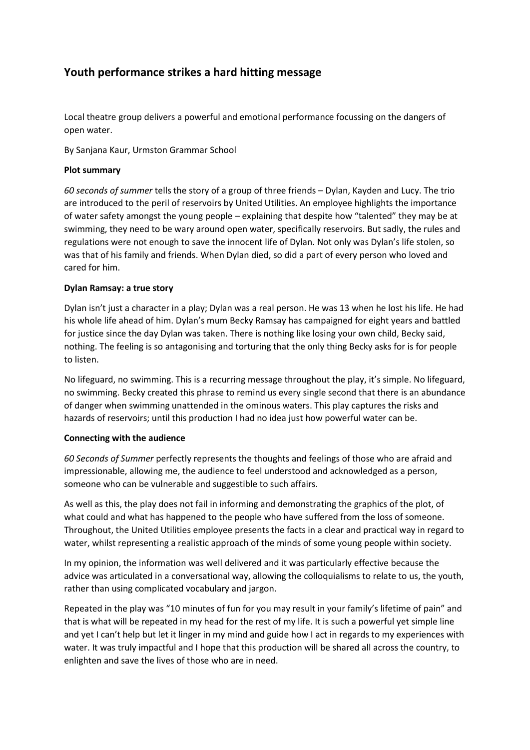## Youth performance strikes a hard hitting message

Local theatre group delivers a powerful and emotional performance focussing on the dangers of open water.

By Sanjana Kaur, Urmston Grammar School

**Plot summary**

*60 seconds of summer* tells the story of a group of three friends – Dylan, Kayden and Lucy. The trio are introduced to the peril of reservoirs by United Utilities. An employee highlights the importance of water safety amongst the young people – explaining that despite how "talented" they may be at swimming, they need to be wary around open water, specifically reservoirs. But sadly, the rules and regulations were not enough to save the innocent life of Dylan. Not only was Dylan's life stolen, so was that of his family and friends. When Dylan died, so did a part of every person who loved and cared for him.

**Dylan Ramsay: a true story**

Dylan isn't just a character in a play; Dylan was a real person. He was 13 when he lost his life. He had his whole life ahead of him. Dylan's mum Becky Ramsay has campaigned for eight years and battled for justice since the day Dylan was taken. There is nothing like losing your own child, Becky said, nothing. The feeling is so antagonising and torturing that the only thing Becky asks for is for people to listen.

No lifeguard, no swimming. This is a recurring message throughout the play, it's simple. No lifeguard, no swimming. Becky created this phrase to remind us every single second that there is an abundance of danger when swimming unattended in the ominous waters. This play captures the risks and hazards of reservoirs; until this production I had no idea just how powerful water can be.

**Connecting with the audience**

*60 Seconds of Summer* perfectly represents the thoughts and feelings of those who are afraid and impressionable, allowing me, the audience to feel understood and acknowledged as a person, someone who can be vulnerable and suggestible to such affairs.

As well as this, the play does not fail in informing and demonstrating the graphics of the plot, of what could and what has happened to the people who have suffered from the loss of someone. Throughout, the United Utilities employee presents the facts in a clear and practical way in regard to water, whilst representing a realistic approach of the minds of some young people within society.

In my opinion, the information was well delivered and it was particularly effective because the advice was articulated in a conversational way, allowing the colloquialisms to relate to us, the youth, rather than using complicated vocabulary and jargon.

Repeated in the play was "10 minutes of fun for you may result in your family's lifetime of pain" and that is what will be repeated in my head for the rest of my life. It is such a powerful yet simple line and yet I can't help but let it linger in my mind and guide how I act in regards to my experiences with water. It was truly impactful and I hope that this production will be shared all across the country, to enlighten and save the lives of those who are in need.